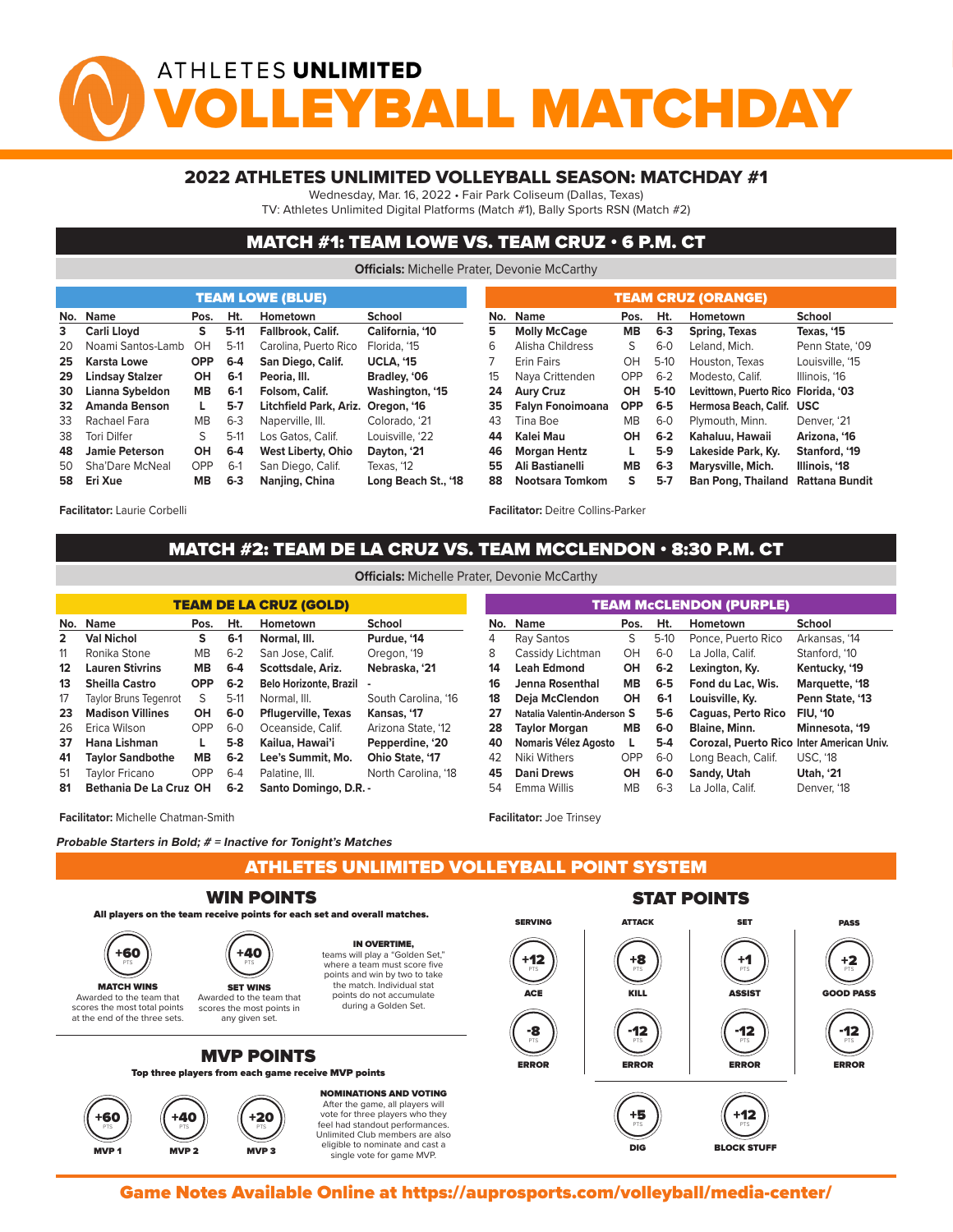# ATHLETES UNLIMITED VOLLEYBALL MATCHDAY

## 2022 ATHLETES UNLIMITED VOLLEYBALL SEASON: MATCHDAY #1

Wednesday, Mar. 16, 2022 • Fair Park Coliseum (Dallas, Texas)
TV: Athletes Unlimited Digital Platforms (Match #1), Bally Sports RSN (Match #2)

## MATCH #1: TEAM LOWE VS. TEAM CRUZ • 6 P.M. CT

**Officials:** Michelle Prater, Devonie McCarthy

### TEAM LOWE (BLUE)

| No. | Name | Pos. | Ht. | Hometown | School |
|---|---|---|---|---|---|
| **3** | **Carli Lloyd** | **S** | **5-11** | **Fallbrook, Calif.** | **California, '10** |
| 20 | Noami Santos-Lamb | OH | 5-11 | Carolina, Puerto Rico | Florida, '15 |
| **25** | **Karsta Lowe** | **OPP** | **6-4** | **San Diego, Calif.** | **UCLA, '15** |
| **29** | **Lindsay Stalzer** | **OH** | **6-1** | **Peoria, Ill.** | **Bradley, '06** |
| **30** | **Lianna Sybeldon** | **MB** | **6-1** | **Folsom, Calif.** | **Washington, '15** |
| **32** | **Amanda Benson** | **L** | **5-7** | **Litchfield Park, Ariz.** | **Oregon, '16** |
| 33 | Rachael Fara | MB | 6-3 | Naperville, Ill. | Colorado, '21 |
| 38 | Tori Dilfer | S | 5-11 | Los Gatos, Calif. | Louisville, '22 |
| **48** | **Jamie Peterson** | **OH** | **6-4** | **West Liberty, Ohio** | **Dayton, '21** |
| 50 | Sha'Dare McNeal | OPP | 6-1 | San Diego, Calif. | Texas, '12 |
| **58** | **Eri Xue** | **MB** | **6-3** | **Nanjing, China** | **Long Beach St., '18** |

**Facilitator:** Laurie Corbelli

### TEAM CRUZ (ORANGE)

| No. | Name | Pos. | Ht. | Hometown | School |
|---|---|---|---|---|---|
| **5** | **Molly McCage** | **MB** | **6-3** | **Spring, Texas** | **Texas, '15** |
| 6 | Alisha Childress | S | 6-0 | Leland, Mich. | Penn State, '09 |
| 7 | Erin Fairs | OH | 5-10 | Houston, Texas | Louisville, '15 |
| 15 | Naya Crittenden | OPP | 6-2 | Modesto, Calif. | Illinois, '16 |
| **24** | **Aury Cruz** | **OH** | **5-10** | **Levittown, Puerto Rico** | **Florida, '03** |
| **35** | **Falyn Fonoimoana** | **OPP** | **6-5** | **Hermosa Beach, Calif.** | **USC** |
| 43 | Tina Boe | MB | 6-0 | Plymouth, Minn. | Denver, '21 |
| **44** | **Kalei Mau** | **OH** | **6-2** | **Kahaluu, Hawaii** | **Arizona, '16** |
| **46** | **Morgan Hentz** | **L** | **5-9** | **Lakeside Park, Ky.** | **Stanford, '19** |
| **55** | **Ali Bastianelli** | **MB** | **6-3** | **Marysville, Mich.** | **Illinois, '18** |
| **88** | **Nootsara Tomkom** | **S** | **5-7** | **Ban Pong, Thailand** | **Rattana Bundit** |

**Facilitator:** Deitre Collins-Parker

## MATCH #2: TEAM DE LA CRUZ VS. TEAM MCCLENDON • 8:30 P.M. CT

**Officials:** Michelle Prater, Devonie McCarthy

### TEAM DE LA CRUZ (GOLD)

| No. | Name | Pos. | Ht. | Hometown | School |
|---|---|---|---|---|---|
| **2** | **Val Nichol** | **S** | **6-1** | **Normal, Ill.** | **Purdue, '14** |
| 11 | Ronika Stone | MB | 6-2 | San Jose, Calif. | Oregon, '19 |
| **12** | **Lauren Stivrins** | **MB** | **6-4** | **Scottsdale, Ariz.** | **Nebraska, '21** |
| **13** | **Sheilla Castro** | **OPP** | **6-2** | **Belo Horizonte, Brazil** | **-** |
| 17 | Taylor Bruns Tegenrot | S | 5-11 | Normal, Ill. | South Carolina, '16 |
| **23** | **Madison Villines** | **OH** | **6-0** | **Pflugerville, Texas** | **Kansas, '17** |
| 26 | Erica Wilson | OPP | 6-0 | Oceanside, Calif. | Arizona State, '12 |
| **37** | **Hana Lishman** | **L** | **5-8** | **Kailua, Hawai'i** | **Pepperdine, '20** |
| **41** | **Taylor Sandbothe** | **MB** | **6-2** | **Lee's Summit, Mo.** | **Ohio State, '17** |
| 51 | Taylor Fricano | OPP | 6-4 | Palatine, Ill. | North Carolina, '18 |
| **81** | **Bethania De La Cruz** | **OH** | **6-2** | **Santo Domingo, D.R.** | **-** |

**Facilitator:** Michelle Chatman-Smith

### TEAM McCLENDON (PURPLE)

| No. | Name | Pos. | Ht. | Hometown | School |
|---|---|---|---|---|---|
| 4 | Ray Santos | S | 5-10 | Ponce, Puerto Rico | Arkansas, '14 |
| 8 | Cassidy Lichtman | OH | 6-0 | La Jolla, Calif. | Stanford, '10 |
| **14** | **Leah Edmond** | **OH** | **6-2** | **Lexington, Ky.** | **Kentucky, '19** |
| **16** | **Jenna Rosenthal** | **MB** | **6-5** | **Fond du Lac, Wis.** | **Marquette, '18** |
| **18** | **Deja McClendon** | **OH** | **6-1** | **Louisville, Ky.** | **Penn State, '13** |
| **27** | **Natalia Valentin-Anderson** | **S** | **5-6** | **Caguas, Perto Rico** | **FIU, '10** |
| **28** | **Taylor Morgan** | **MB** | **6-0** | **Blaine, Minn.** | **Minnesota, '19** |
| **40** | **Nomaris Vélez Agosto** | **L** | **5-4** | **Corozal, Puerto Rico** | **Inter American Univ.** |
| 42 | Niki Withers | OPP | 6-0 | Long Beach, Calif. | USC, '18 |
| **45** | **Dani Drews** | **OH** | **6-0** | **Sandy, Utah** | **Utah, '21** |
| 54 | Emma Willis | MB | 6-3 | La Jolla, Calif. | Denver, '18 |

**Facilitator:** Joe Trinsey

***Probable Starters in Bold; # = Inactive for Tonight's Matches***

## ATHLETES UNLIMITED VOLLEYBALL POINT SYSTEM

### WIN POINTS

**All players on the team receive points for each set and overall matches.**

- **+60 PTS — MATCH WINS:** Awarded to the team that scores the most total points at the end of the three sets.
- **+40 PTS — SET WINS:** Awarded to the team that scores the most points in any given set.

**IN OVERTIME,** teams will play a "Golden Set," where a team must score five points and win by two to take the match. Individual stat points do not accumulate during a Golden Set.

### MVP POINTS

**Top three players from each game receive MVP points**

- **+60 PTS — MVP 1**
- **+40 PTS — MVP 2**
- **+20 PTS — MVP 3**

**NOMINATIONS AND VOTING**
After the game, all players will vote for three players who they feel had standout performances. Unlimited Club members are also eligible to nominate and cast a single vote for game MVP.

### STAT POINTS

| SERVING | ATTACK | SET | PASS |
|---|---|---|---|
| +12 PTS ACE | +8 PTS KILL | +1 PTS ASSIST | +2 PTS GOOD PASS |
| -8 PTS ERROR | -12 PTS ERROR | -12 PTS ERROR | -12 PTS ERROR |
| | +5 PTS DIG | +12 PTS BLOCK STUFF | |

**Game Notes Available Online at https://auprosports.com/volleyball/media-center/**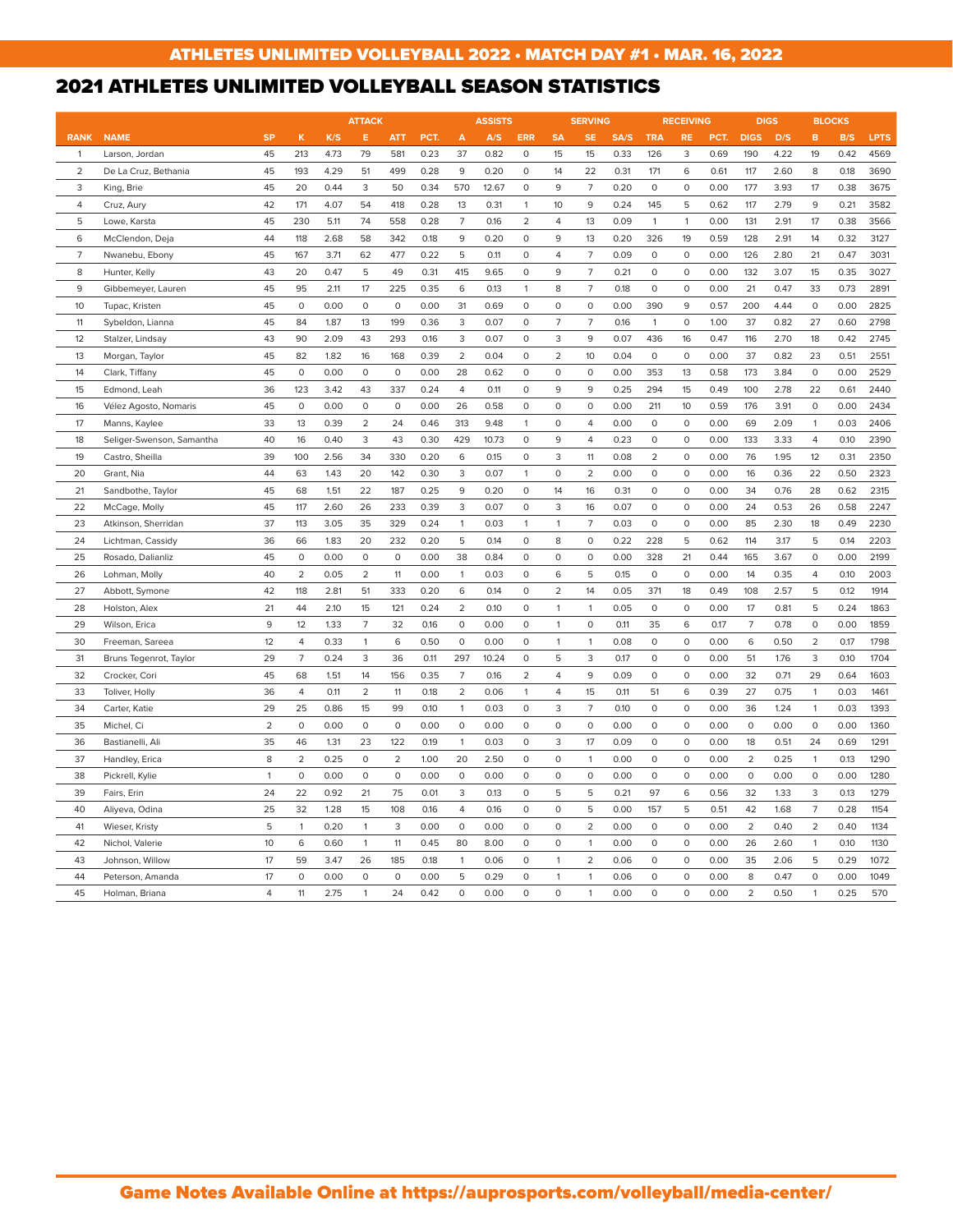# 2021 ATHLETES UNLIMITED VOLLEYBALL SEASON STATISTICS

| | | | ATTACK | | | | | ASSISTS | | | SERVING | | | RECEIVING | | | DIGS | | BLOCKS | | |
|---|---|---|---|---|---|---|---|---|---|---|---|---|---|---|---|---|---|---|---|---|---|
| RANK | NAME | SP | K | K/S | E | ATT | PCT. | A | A/S | ERR | SA | SE | SA/S | TRA | RE | PCT. | DIGS | D/S | B | B/S | LPTS |
| 1 | Larson, Jordan | 45 | 213 | 4.73 | 79 | 581 | 0.23 | 37 | 0.82 | 0 | 15 | 15 | 0.33 | 126 | 3 | 0.69 | 190 | 4.22 | 19 | 0.42 | 4569 |
| 2 | De La Cruz, Bethania | 45 | 193 | 4.29 | 51 | 499 | 0.28 | 9 | 0.20 | 0 | 14 | 22 | 0.31 | 171 | 6 | 0.61 | 117 | 2.60 | 8 | 0.18 | 3690 |
| 3 | King, Brie | 45 | 20 | 0.44 | 3 | 50 | 0.34 | 570 | 12.67 | 0 | 9 | 7 | 0.20 | 0 | 0 | 0.00 | 177 | 3.93 | 17 | 0.38 | 3675 |
| 4 | Cruz, Aury | 42 | 171 | 4.07 | 54 | 418 | 0.28 | 13 | 0.31 | 1 | 10 | 9 | 0.24 | 145 | 5 | 0.62 | 117 | 2.79 | 9 | 0.21 | 3582 |
| 5 | Lowe, Karsta | 45 | 230 | 5.11 | 74 | 558 | 0.28 | 7 | 0.16 | 2 | 4 | 13 | 0.09 | 1 | 1 | 0.00 | 131 | 2.91 | 17 | 0.38 | 3566 |
| 6 | McClendon, Deja | 44 | 118 | 2.68 | 58 | 342 | 0.18 | 9 | 0.20 | 0 | 9 | 13 | 0.20 | 326 | 19 | 0.59 | 128 | 2.91 | 14 | 0.32 | 3127 |
| 7 | Nwanebu, Ebony | 45 | 167 | 3.71 | 62 | 477 | 0.22 | 5 | 0.11 | 0 | 4 | 7 | 0.09 | 0 | 0 | 0.00 | 126 | 2.80 | 21 | 0.47 | 3031 |
| 8 | Hunter, Kelly | 43 | 20 | 0.47 | 5 | 49 | 0.31 | 415 | 9.65 | 0 | 9 | 7 | 0.21 | 0 | 0 | 0.00 | 132 | 3.07 | 15 | 0.35 | 3027 |
| 9 | Gibbemeyer, Lauren | 45 | 95 | 2.11 | 17 | 225 | 0.35 | 6 | 0.13 | 1 | 8 | 7 | 0.18 | 0 | 0 | 0.00 | 21 | 0.47 | 33 | 0.73 | 2891 |
| 10 | Tupac, Kristen | 45 | 0 | 0.00 | 0 | 0 | 0.00 | 31 | 0.69 | 0 | 0 | 0 | 0.00 | 390 | 9 | 0.57 | 200 | 4.44 | 0 | 0.00 | 2825 |
| 11 | Sybeldon, Lianna | 45 | 84 | 1.87 | 13 | 199 | 0.36 | 3 | 0.07 | 0 | 7 | 7 | 0.16 | 1 | 0 | 1.00 | 37 | 0.82 | 27 | 0.60 | 2798 |
| 12 | Stalzer, Lindsay | 43 | 90 | 2.09 | 43 | 293 | 0.16 | 3 | 0.07 | 0 | 3 | 9 | 0.07 | 436 | 16 | 0.47 | 116 | 2.70 | 18 | 0.42 | 2745 |
| 13 | Morgan, Taylor | 45 | 82 | 1.82 | 16 | 168 | 0.39 | 2 | 0.04 | 0 | 2 | 10 | 0.04 | 0 | 0 | 0.00 | 37 | 0.82 | 23 | 0.51 | 2551 |
| 14 | Clark, Tiffany | 45 | 0 | 0.00 | 0 | 0 | 0.00 | 28 | 0.62 | 0 | 0 | 0 | 0.00 | 353 | 13 | 0.58 | 173 | 3.84 | 0 | 0.00 | 2529 |
| 15 | Edmond, Leah | 36 | 123 | 3.42 | 43 | 337 | 0.24 | 4 | 0.11 | 0 | 9 | 9 | 0.25 | 294 | 15 | 0.49 | 100 | 2.78 | 22 | 0.61 | 2440 |
| 16 | Vélez Agosto, Nomaris | 45 | 0 | 0.00 | 0 | 0 | 0.00 | 26 | 0.58 | 0 | 0 | 0 | 0.00 | 211 | 10 | 0.59 | 176 | 3.91 | 0 | 0.00 | 2434 |
| 17 | Manns, Kaylee | 33 | 13 | 0.39 | 2 | 24 | 0.46 | 313 | 9.48 | 1 | 0 | 4 | 0.00 | 0 | 0 | 0.00 | 69 | 2.09 | 1 | 0.03 | 2406 |
| 18 | Seliger-Swenson, Samantha | 40 | 16 | 0.40 | 3 | 43 | 0.30 | 429 | 10.73 | 0 | 9 | 4 | 0.23 | 0 | 0 | 0.00 | 133 | 3.33 | 4 | 0.10 | 2390 |
| 19 | Castro, Sheilla | 39 | 100 | 2.56 | 34 | 330 | 0.20 | 6 | 0.15 | 0 | 3 | 11 | 0.08 | 2 | 0 | 0.00 | 76 | 1.95 | 12 | 0.31 | 2350 |
| 20 | Grant, Nia | 44 | 63 | 1.43 | 20 | 142 | 0.30 | 3 | 0.07 | 1 | 0 | 2 | 0.00 | 0 | 0 | 0.00 | 16 | 0.36 | 22 | 0.50 | 2323 |
| 21 | Sandbothe, Taylor | 45 | 68 | 1.51 | 22 | 187 | 0.25 | 9 | 0.20 | 0 | 14 | 16 | 0.31 | 0 | 0 | 0.00 | 34 | 0.76 | 28 | 0.62 | 2315 |
| 22 | McCage, Molly | 45 | 117 | 2.60 | 26 | 233 | 0.39 | 3 | 0.07 | 0 | 3 | 16 | 0.07 | 0 | 0 | 0.00 | 24 | 0.53 | 26 | 0.58 | 2247 |
| 23 | Atkinson, Sherridan | 37 | 113 | 3.05 | 35 | 329 | 0.24 | 1 | 0.03 | 1 | 1 | 7 | 0.03 | 0 | 0 | 0.00 | 85 | 2.30 | 18 | 0.49 | 2230 |
| 24 | Lichtman, Cassidy | 36 | 66 | 1.83 | 20 | 232 | 0.20 | 5 | 0.14 | 0 | 8 | 0 | 0.22 | 228 | 5 | 0.62 | 114 | 3.17 | 5 | 0.14 | 2203 |
| 25 | Rosado, Dalianliz | 45 | 0 | 0.00 | 0 | 0 | 0.00 | 38 | 0.84 | 0 | 0 | 0 | 0.00 | 328 | 21 | 0.44 | 165 | 3.67 | 0 | 0.00 | 2199 |
| 26 | Lohman, Molly | 40 | 2 | 0.05 | 2 | 11 | 0.00 | 1 | 0.03 | 0 | 6 | 5 | 0.15 | 0 | 0 | 0.00 | 14 | 0.35 | 4 | 0.10 | 2003 |
| 27 | Abbott, Symone | 42 | 118 | 2.81 | 51 | 333 | 0.20 | 6 | 0.14 | 0 | 2 | 14 | 0.05 | 371 | 18 | 0.49 | 108 | 2.57 | 5 | 0.12 | 1914 |
| 28 | Holston, Alex | 21 | 44 | 2.10 | 15 | 121 | 0.24 | 2 | 0.10 | 0 | 1 | 1 | 0.05 | 0 | 0 | 0.00 | 17 | 0.81 | 5 | 0.24 | 1863 |
| 29 | Wilson, Erica | 9 | 12 | 1.33 | 7 | 32 | 0.16 | 0 | 0.00 | 0 | 1 | 0 | 0.11 | 35 | 6 | 0.17 | 7 | 0.78 | 0 | 0.00 | 1859 |
| 30 | Freeman, Sareea | 12 | 4 | 0.33 | 1 | 6 | 0.50 | 0 | 0.00 | 0 | 1 | 1 | 0.08 | 0 | 0 | 0.00 | 6 | 0.50 | 2 | 0.17 | 1798 |
| 31 | Bruns Tegenrot, Taylor | 29 | 7 | 0.24 | 3 | 36 | 0.11 | 297 | 10.24 | 0 | 5 | 3 | 0.17 | 0 | 0 | 0.00 | 51 | 1.76 | 3 | 0.10 | 1704 |
| 32 | Crocker, Cori | 45 | 68 | 1.51 | 14 | 156 | 0.35 | 7 | 0.16 | 2 | 4 | 9 | 0.09 | 0 | 0 | 0.00 | 32 | 0.71 | 29 | 0.64 | 1603 |
| 33 | Toliver, Holly | 36 | 4 | 0.11 | 2 | 11 | 0.18 | 2 | 0.06 | 1 | 4 | 15 | 0.11 | 51 | 6 | 0.39 | 27 | 0.75 | 1 | 0.03 | 1461 |
| 34 | Carter, Katie | 29 | 25 | 0.86 | 15 | 99 | 0.10 | 1 | 0.03 | 0 | 3 | 7 | 0.10 | 0 | 0 | 0.00 | 36 | 1.24 | 1 | 0.03 | 1393 |
| 35 | Michel, Ci | 2 | 0 | 0.00 | 0 | 0 | 0.00 | 0 | 0.00 | 0 | 0 | 0 | 0.00 | 0 | 0 | 0.00 | 0 | 0.00 | 0 | 0.00 | 1360 |
| 36 | Bastianelli, Ali | 35 | 46 | 1.31 | 23 | 122 | 0.19 | 1 | 0.03 | 0 | 3 | 17 | 0.09 | 0 | 0 | 0.00 | 18 | 0.51 | 24 | 0.69 | 1291 |
| 37 | Handley, Erica | 8 | 2 | 0.25 | 0 | 2 | 1.00 | 20 | 2.50 | 0 | 0 | 1 | 0.00 | 0 | 0 | 0.00 | 2 | 0.25 | 1 | 0.13 | 1290 |
| 38 | Pickrell, Kylie | 1 | 0 | 0.00 | 0 | 0 | 0.00 | 0 | 0.00 | 0 | 0 | 0 | 0.00 | 0 | 0 | 0.00 | 0 | 0.00 | 0 | 0.00 | 1280 |
| 39 | Fairs, Erin | 24 | 22 | 0.92 | 21 | 75 | 0.01 | 3 | 0.13 | 0 | 5 | 5 | 0.21 | 97 | 6 | 0.56 | 32 | 1.33 | 3 | 0.13 | 1279 |
| 40 | Aliyeva, Odina | 25 | 32 | 1.28 | 15 | 108 | 0.16 | 4 | 0.16 | 0 | 0 | 5 | 0.00 | 157 | 5 | 0.51 | 42 | 1.68 | 7 | 0.28 | 1154 |
| 41 | Wieser, Kristy | 5 | 1 | 0.20 | 1 | 3 | 0.00 | 0 | 0.00 | 0 | 0 | 2 | 0.00 | 0 | 0 | 0.00 | 2 | 0.40 | 2 | 0.40 | 1134 |
| 42 | Nichol, Valerie | 10 | 6 | 0.60 | 1 | 11 | 0.45 | 80 | 8.00 | 0 | 0 | 1 | 0.00 | 0 | 0 | 0.00 | 26 | 2.60 | 1 | 0.10 | 1130 |
| 43 | Johnson, Willow | 17 | 59 | 3.47 | 26 | 185 | 0.18 | 1 | 0.06 | 0 | 1 | 2 | 0.06 | 0 | 0 | 0.00 | 35 | 2.06 | 5 | 0.29 | 1072 |
| 44 | Peterson, Amanda | 17 | 0 | 0.00 | 0 | 0 | 0.00 | 5 | 0.29 | 0 | 1 | 1 | 0.06 | 0 | 0 | 0.00 | 8 | 0.47 | 0 | 0.00 | 1049 |
| 45 | Holman, Briana | 4 | 11 | 2.75 | 1 | 24 | 0.42 | 0 | 0.00 | 0 | 0 | 1 | 0.00 | 0 | 0 | 0.00 | 2 | 0.50 | 1 | 0.25 | 570 |

**Game Notes Available Online at https://auprosports.com/volleyball/media-center/**